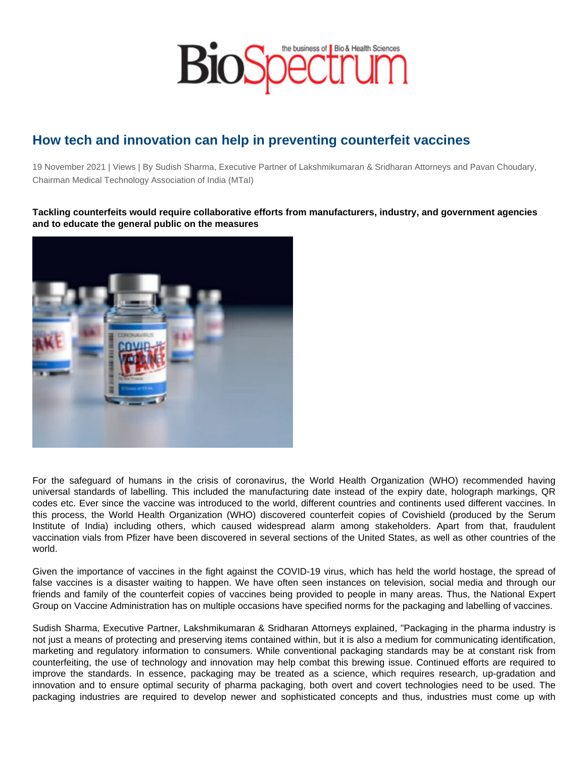# How tech and innovation can help in preventing counterfeit vaccines

19 November 2021 | Views | By Sudish Sharma, Executive Partner of Lakshmikumaran & Sridharan Attorneys and Pavan Choudary, Chairman Medical Technology Association of India (MTaI)

**Tackling counterfeits would require collaborative efforts from manufacturers, industry, and government agencies and to educate the general public on the measures**

For the safeguard of humans in the crisis of coronavirus, the World Health Organization (WHO) recommended having universal standards of labelling. This included the manufacturing date instead of the expiry date, holograph markings, QR codes etc. Ever since the vaccine was introduced to the world, different countries and continents used different vaccines. In this process, the World Health Organization (WHO) discovered counterfeit copies of Covishield (produced by the Serum Institute of India) including others, which caused widespread alarm among stakeholders. Apart from that, fraudulent vaccination vials from Pfizer have been discovered in several sections of the United States, as well as other countries of the world.

Given the importance of vaccines in the fight against the COVID-19 virus, which has held the world hostage, the spread of false vaccines is a disaster waiting to happen. We have often seen instances on television, social media and through our friends and family of the counterfeit copies of vaccines being provided to people in many areas. Thus, the National Expert Group on Vaccine Administration has on multiple occasions have specified norms for the packaging and labelling of vaccines.

Sudish Sharma, Executive Partner, Lakshmikumaran & Sridharan Attorneys explained, "Packaging in the pharma industry is not just a means of protecting and preserving items contained within, but it is also a medium for communicating identification, marketing and regulatory information to consumers. While conventional packaging standards may be at constant risk from counterfeiting, the use of technology and innovation may help combat this brewing issue. Continued efforts are required to improve the standards. In essence, packaging may be treated as a science, which requires research, up-gradation and innovation and to ensure optimal security of pharma packaging, both overt and covert technologies need to be used. The packaging industries are required to develop newer and sophisticated concepts and thus, industries must come up with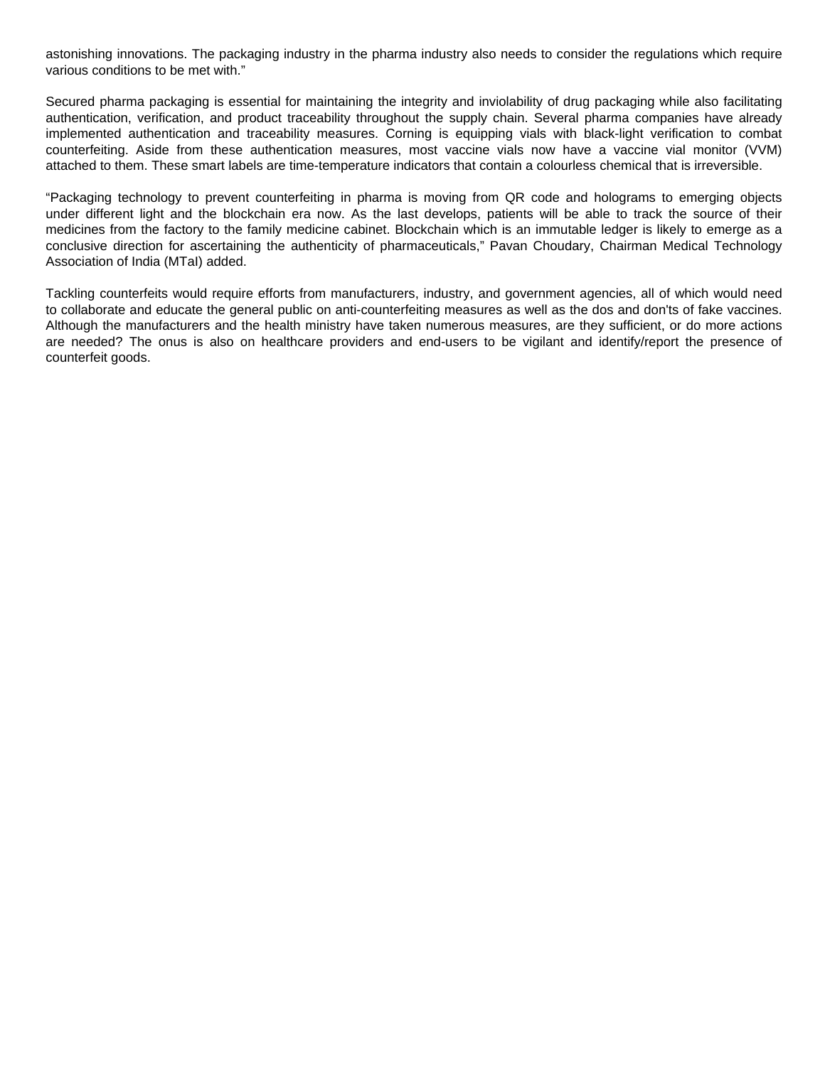astonishing innovations. The packaging industry in the pharma industry also needs to consider the regulations which require various conditions to be met with."

Secured pharma packaging is essential for maintaining the integrity and inviolability of drug packaging while also facilitating authentication, verification, and product traceability throughout the supply chain. Several pharma companies have already implemented authentication and traceability measures. Corning is equipping vials with black-light verification to combat counterfeiting. Aside from these authentication measures, most vaccine vials now have a vaccine vial monitor (VVM) attached to them. These smart labels are time-temperature indicators that contain a colourless chemical that is irreversible.

"Packaging technology to prevent counterfeiting in pharma is moving from QR code and holograms to emerging objects under different light and the blockchain era now. As the last develops, patients will be able to track the source of their medicines from the factory to the family medicine cabinet. Blockchain which is an immutable ledger is likely to emerge as a conclusive direction for ascertaining the authenticity of pharmaceuticals," Pavan Choudary, Chairman Medical Technology Association of India (MTaI) added.

Tackling counterfeits would require efforts from manufacturers, industry, and government agencies, all of which would need to collaborate and educate the general public on anti-counterfeiting measures as well as the dos and don'ts of fake vaccines. Although the manufacturers and the health ministry have taken numerous measures, are they sufficient, or do more actions are needed? The onus is also on healthcare providers and end-users to be vigilant and identify/report the presence of counterfeit goods.